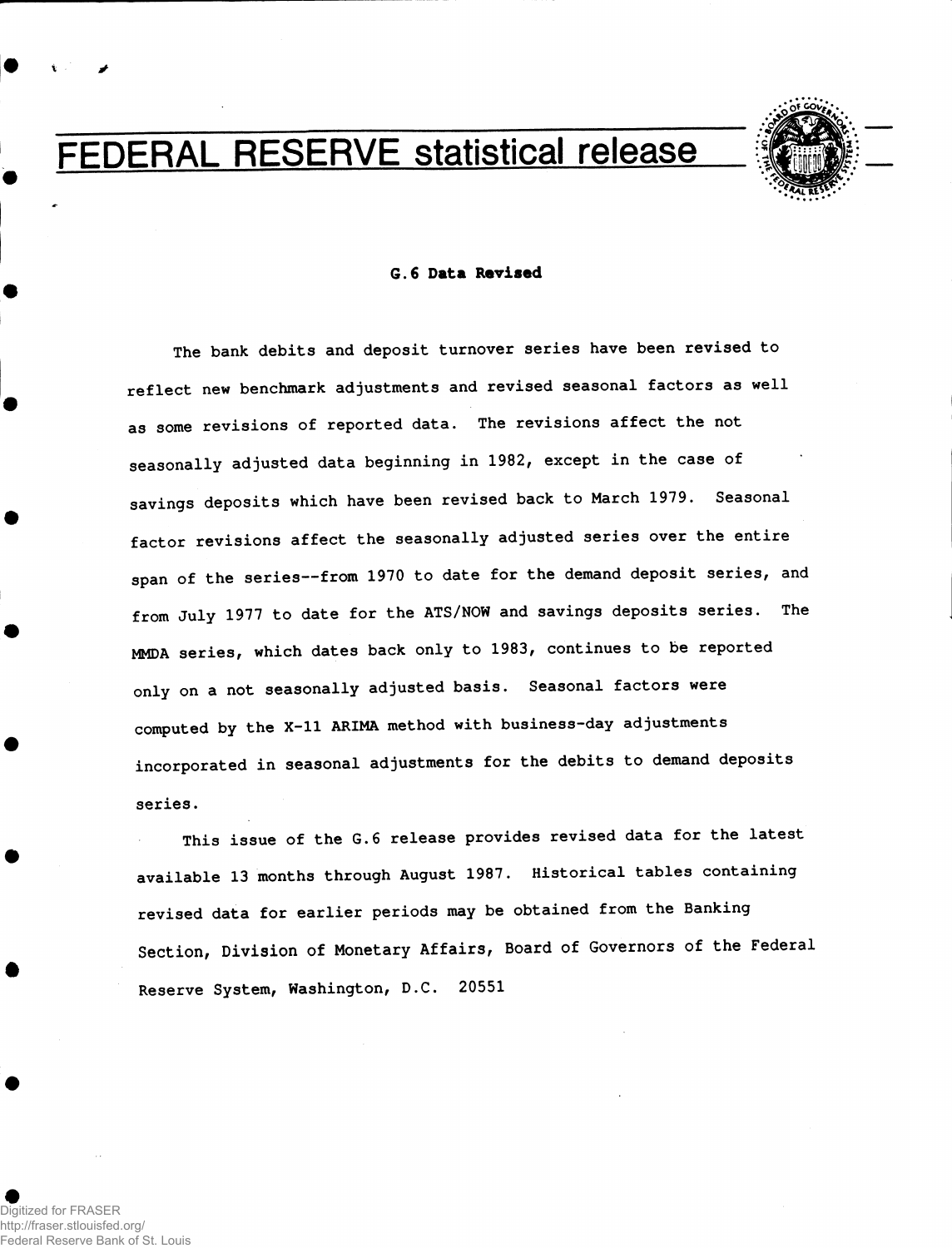# FEDERAL RESERVE statistical release

## G.6 Data Revised

The bank debits and deposit turnover series have been revised to reflect new benchmark adjustments and revised seasonal factors as well as some revisions of reported data. The revisions affect the not seasonally adjusted data beginning in 1982, except in the case of savings deposits which have been revised back to March 1979. Seasonal factor revisions affect the seasonally adjusted series over the entire span of the series--from 1970 to date for the demand deposit series, and from July 1977 to date for the ATS/NOW and savings deposits series. The MMDA series, which dates back only to 1983, continues to be reported only on a not seasonally adjusted basis. Seasonal factors were computed by the X-11 ARIMA method with business-day adjustments incorporated in seasonal adjustments for the debits to demand deposits series.

This issue of the G.6 release provides revised data for the latest available 13 months through August 1987. Historical tables containing revised data for earlier periods may be obtained from the Banking Section, Division of Monetary Affairs, Board of Governors of the Federal Reserve System, Washington, D.C. 20551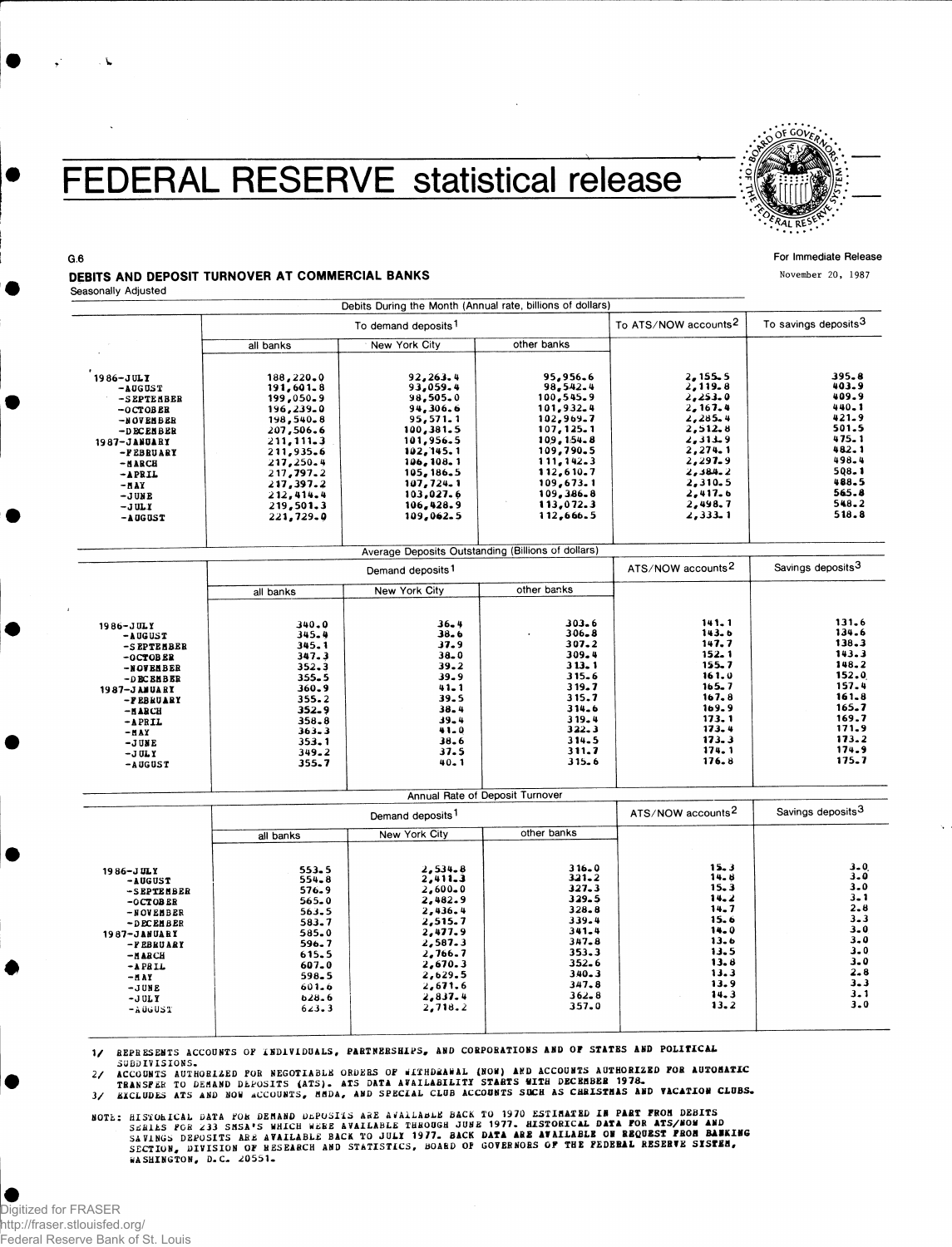# FEDERAL RESERVE statistical release

G.6

For Immediate Release

November 20, 1987

## DEBITS AND DEPOSIT TURNOVER AT COMMERCIAL BANKS

Seasonally Adjusted

| | Debits During the Month (Annual rate, billions of dollars) | | | | |
|---|---|---|---|---|---|
| | To demand deposits[1] | | | To ATS/NOW accounts[2] | To savings deposits[3] |
| | all banks | New York City | other banks | | |
| 1986-JULY | 188,220.0 | 92,263.4 | 95,956.6 | 2,155.5 | 395.8 |
| -AUGUST | 191,601.8 | 93,059.4 | 98,542.4 | 2,119.8 | 403.9 |
| -SEPTEMBER | 199,050.9 | 98,505.0 | 100,545.9 | 2,253.0 | 409.9 |
| -OCTOBER | 196,239.0 | 94,306.6 | 101,932.4 | 2,167.4 | 440.1 |
| -NOVEMBER | 198,540.8 | 95,571.1 | 102,969.7 | 2,285.4 | 421.9 |
| -DECEMBER | 207,506.6 | 100,381.5 | 107,125.1 | 2,512.8 | 501.5 |
| 1987-JANUARY | 211,111.3 | 101,956.5 | 109,154.8 | 2,313.9 | 475.1 |
| -FEBRUARY | 211,935.6 | 102,145.1 | 109,790.5 | 2,274.1 | 482.1 |
| -MARCH | 217,250.4 | 106,108.1 | 111,142.3 | 2,297.9 | 498.4 |
| -APRIL | 217,797.2 | 105,186.5 | 112,610.7 | 2,384.2 | 508.1 |
| -MAY | 217,397.2 | 107,724.1 | 109,673.1 | 2,310.5 | 488.5 |
| -JUNE | 212,414.4 | 103,027.6 | 109,386.8 | 2,417.6 | 565.8 |
| -JULY | 219,501.3 | 106,428.9 | 113,072.3 | 2,498.7 | 548.2 |
| -AUGUST | 221,729.0 | 109,062.5 | 112,666.5 | 2,333.1 | 518.8 |

| | Average Deposits Outstanding (Billions of dollars) | | | | |
|---|---|---|---|---|---|
| | Demand deposits[1] | | | ATS/NOW accounts[2] | Savings deposits[3] |
| | all banks | New York City | other banks | | |
| 1986-JULY | 340.0 | 36.4 | 303.6 | 141.1 | 131.6 |
| -AUGUST | 345.4 | 38.6 | 306.8 | 143.6 | 134.6 |
| -SEPTEMBER | 345.1 | 37.9 | 307.2 | 147.7 | 138.3 |
| -OCTOBER | 347.3 | 38.0 | 309.4 | 152.1 | 143.3 |
| -NOVEMBER | 352.3 | 39.2 | 313.1 | 155.7 | 148.2 |
| -DECEMBER | 355.5 | 39.9 | 315.6 | 161.0 | 152.0 |
| 1987-JANUARY | 360.9 | 41.1 | 319.7 | 165.7 | 157.4 |
| -FEBRUARY | 355.2 | 39.5 | 315.7 | 167.8 | 161.8 |
| -MARCH | 352.9 | 38.4 | 314.6 | 169.9 | 165.7 |
| -APRIL | 358.8 | 39.4 | 319.4 | 173.1 | 169.7 |
| -MAY | 363.3 | 41.0 | 322.3 | 173.4 | 171.9 |
| -JUNE | 353.1 | 38.6 | 314.5 | 173.3 | 173.2 |
| -JULY | 349.2 | 37.5 | 311.7 | 174.1 | 174.9 |
| -AUGUST | 355.7 | 40.1 | 315.6 | 176.8 | 175.7 |

| | Annual Rate of Deposit Turnover | | | | |
|---|---|---|---|---|---|
| | Demand deposits[1] | | | ATS/NOW accounts[2] | Savings deposits[3] |
| | all banks | New York City | other banks | | |
| 1986-JULY | 553.5 | 2,534.8 | 316.0 | 15.3 | 3.0 |
| -AUGUST | 554.8 | 2,411.3 | 321.2 | 14.8 | 3.0 |
| -SEPTEMBER | 576.9 | 2,600.0 | 327.3 | 15.3 | 3.0 |
| -OCTOBER | 565.0 | 2,482.9 | 329.5 | 14.2 | 3.1 |
| -NOVEMBER | 563.5 | 2,436.4 | 328.8 | 14.7 | 2.8 |
| -DECEMBER | 583.7 | 2,515.7 | 339.4 | 15.6 | 3.3 |
| 1987-JANUARY | 585.0 | 2,477.9 | 341.4 | 14.0 | 3.0 |
| -FEBRUARY | 596.7 | 2,587.3 | 347.8 | 13.6 | 3.0 |
| -MARCH | 615.5 | 2,766.7 | 353.3 | 13.5 | 3.0 |
| -APRIL | 607.0 | 2,670.3 | 352.6 | 13.8 | 3.0 |
| -MAY | 598.5 | 2,629.5 | 340.3 | 13.3 | 2.8 |
| -JUNE | 601.6 | 2,671.6 | 347.8 | 13.9 | 3.3 |
| -JULY | 628.6 | 2,837.4 | 362.8 | 14.3 | 3.1 |
| -AUGUST | 623.3 | 2,718.2 | 357.0 | 13.2 | 3.0 |

1/ REPRESENTS ACCOUNTS OF INDIVIDUALS, PARTNERSHIPS, AND CORPORATIONS AND OF STATES AND POLITICAL SUBDIVISIONS.
2/ ACCOUNTS AUTHORIZED FOR NEGOTIABLE ORDERS OF WITHDRAWAL (NOW) AND ACCOUNTS AUTHORIZED FOR AUTOMATIC TRANSFER TO DEMAND DEPOSITS (ATS). ATS DATA AVAILABILITY STARTS WITH DECEMBER 1978.
3/ EXCLUDES ATS AND NOW ACCOUNTS, MMDA, AND SPECIAL CLUB ACCOUNTS SUCH AS CHRISTMAS AND VACATION CLUBS.

NOTE: HISTORICAL DATA FOR DEMAND DEPOSITS ARE AVAILABLE BACK TO 1970 ESTIMATED IN PART FROM DEBITS SERIES FOR 233 SMSA'S WHICH WERE AVAILABLE THROUGH JUNE 1977. HISTORICAL DATA FOR ATS/NOW AND SAVINGS DEPOSITS ARE AVAILABLE BACK TO JULY 1977. BACK DATA ARE AVAILABLE ON REQUEST FROM BANKING SECTION, DIVISION OF RESEARCH AND STATISTICS, BOARD OF GOVERNORS OF THE FEDERAL RESERVE SYSTEM, WASHINGTON, D.C. 20551.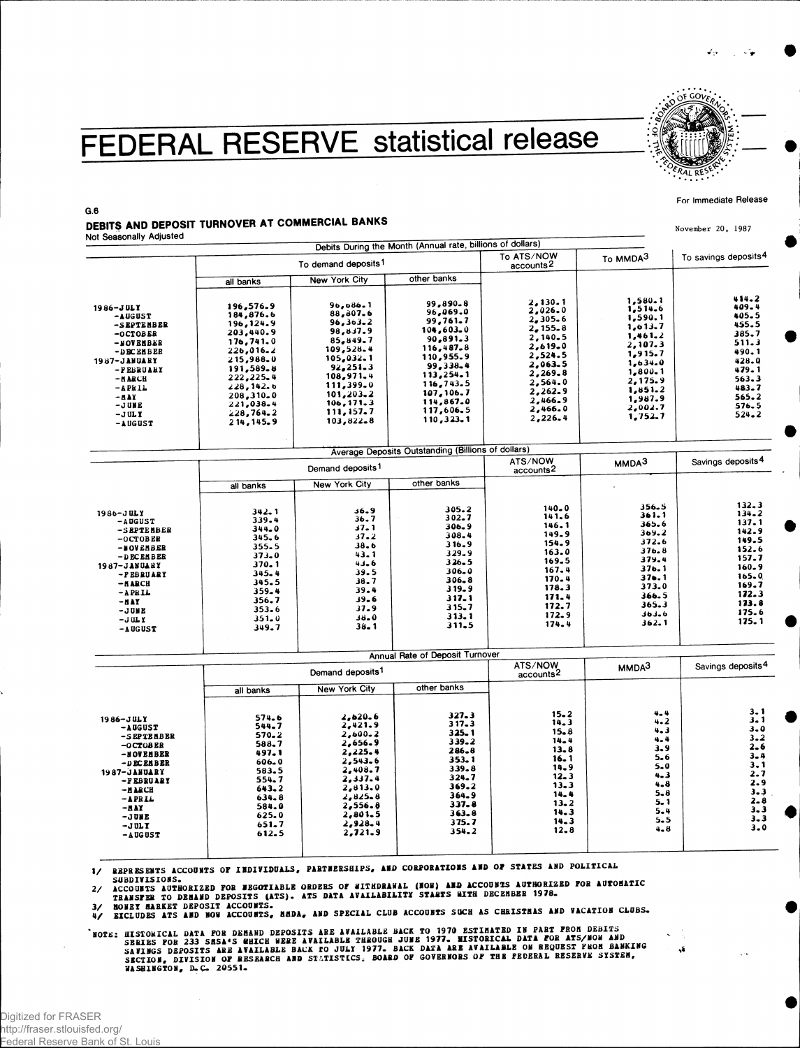# FEDERAL RESERVE statistical release

For Immediate Release

G.6

## DEBITS AND DEPOSIT TURNOVER AT COMMERCIAL BANKS

Not Seasonally Adjusted

November 20, 1987

| | Debits During the Month (Annual rate, billions of dollars) | | | | | |
|---|---|---|---|---|---|---|
| | To demand deposits[1] | | | To ATS/NOW accounts[2] | To MMDA[3] | To savings deposits[4] |
| | all banks | New York City | other banks | | | |
| 1986-JULY | 196,576.9 | 96,686.1 | 99,890.8 | 2,130.1 | 1,580.1 | 414.2 |
| -AUGUST | 184,876.6 | 88,807.6 | 96,069.0 | 2,026.0 | 1,514.6 | 409.4 |
| -SEPTEMBER | 196,124.9 | 96,363.2 | 99,761.7 | 2,305.6 | 1,590.1 | 405.5 |
| -OCTOBER | 203,440.9 | 98,837.9 | 104,603.0 | 2,155.8 | 1,613.7 | 455.5 |
| -NOVEMBER | 176,741.0 | 85,849.7 | 90,891.3 | 2,140.5 | 1,461.2 | 385.7 |
| -DECEMBER | 226,016.2 | 109,528.4 | 116,487.8 | 2,619.0 | 2,107.3 | 511.3 |
| 1987-JANUARY | 215,988.0 | 105,032.1 | 110,955.9 | 2,524.5 | 1,915.7 | 490.1 |
| -FEBRUARY | 191,589.8 | 92,251.3 | 99,338.4 | 2,063.5 | 1,634.0 | 428.0 |
| -MARCH | 222,225.4 | 108,971.4 | 113,254.1 | 2,269.8 | 1,800.1 | 479.1 |
| -APRIL | 228,142.6 | 111,399.0 | 116,743.5 | 2,564.0 | 2,175.9 | 563.3 |
| -MAY | 208,310.0 | 101,203.2 | 107,106.7 | 2,262.9 | 1,851.2 | 483.7 |
| -JUNE | 221,038.4 | 106,171.3 | 114,867.0 | 2,466.9 | 1,987.9 | 565.2 |
| -JULY | 228,764.2 | 111,157.7 | 117,606.5 | 2,466.0 | 2,002.7 | 576.5 |
| -AUGUST | 214,145.9 | 103,822.8 | 110,323.1 | 2,226.4 | 1,752.7 | 524.2 |

| | Average Deposits Outstanding (Billions of dollars) | | | | | |
|---|---|---|---|---|---|---|
| | Demand deposits[1] | | | ATS/NOW accounts[2] | MMDA[3] | Savings deposits[4] |
| | all banks | New York City | other banks | | | |
| 1986-JULY | 342.1 | 36.9 | 305.2 | 140.0 | 356.5 | 132.3 |
| -AUGUST | 339.4 | 36.7 | 302.7 | 141.6 | 361.1 | 134.2 |
| -SEPTEMBER | 344.0 | 37.1 | 306.9 | 146.1 | 365.6 | 137.1 |
| -OCTOBER | 345.6 | 37.2 | 308.4 | 149.9 | 369.2 | 142.9 |
| -NOVEMBER | 355.5 | 38.6 | 316.9 | 154.9 | 372.6 | 149.5 |
| -DECEMBER | 373.0 | 43.1 | 329.9 | 163.0 | 376.8 | 152.6 |
| 1987-JANUARY | 370.1 | 43.6 | 326.5 | 169.5 | 379.4 | 157.7 |
| -FEBRUARY | 345.4 | 39.5 | 306.0 | 167.4 | 376.1 | 160.9 |
| -MARCH | 345.5 | 38.7 | 306.8 | 170.4 | 376.1 | 165.0 |
| -APRIL | 359.4 | 39.4 | 319.9 | 178.3 | 373.0 | 169.7 |
| -MAY | 356.7 | 39.6 | 317.1 | 171.4 | 366.5 | 172.3 |
| -JUNE | 353.6 | 37.9 | 315.7 | 172.7 | 365.3 | 173.8 |
| -JULY | 351.0 | 38.0 | 313.1 | 172.9 | 363.6 | 175.6 |
| -AUGUST | 349.7 | 38.1 | 311.5 | 174.4 | 362.1 | 175.1 |

| | Annual Rate of Deposit Turnover | | | | | |
|---|---|---|---|---|---|---|
| | Demand deposits[1] | | | ATS/NOW accounts[2] | MMDA[3] | Savings deposits[4] |
| | all banks | New York City | other banks | | | |
| 1986-JULY | 574.6 | 2,620.6 | 327.3 | 15.2 | 4.4 | 3.1 |
| -AUGUST | 544.7 | 2,421.9 | 317.3 | 14.3 | 4.2 | 3.1 |
| -SEPTEMBER | 570.2 | 2,600.2 | 325.1 | 15.8 | 4.3 | 3.0 |
| -OCTOBER | 588.7 | 2,656.9 | 339.2 | 14.4 | 4.4 | 3.2 |
| -NOVEMBER | 497.1 | 2,225.4 | 286.8 | 13.8 | 3.9 | 2.6 |
| -DECEMBER | 606.0 | 2,543.6 | 353.1 | 16.1 | 5.6 | 3.4 |
| 1987-JANUARY | 583.5 | 2,408.7 | 339.8 | 14.9 | 5.0 | 3.1 |
| -FEBRUARY | 554.7 | 2,337.4 | 324.7 | 12.3 | 4.3 | 2.7 |
| -MARCH | 643.2 | 2,813.0 | 369.2 | 13.3 | 4.8 | 2.9 |
| -APRIL | 634.8 | 2,825.8 | 364.9 | 14.4 | 5.8 | 3.3 |
| -MAY | 584.0 | 2,556.8 | 337.8 | 13.2 | 5.1 | 2.8 |
| -JUNE | 625.0 | 2,801.5 | 363.8 | 14.3 | 5.4 | 3.3 |
| -JULY | 651.7 | 2,928.4 | 375.7 | 14.3 | 5.5 | 3.3 |
| -AUGUST | 612.5 | 2,721.9 | 354.2 | 12.8 | 4.8 | 3.0 |

1/ REPRESENTS ACCOUNTS OF INDIVIDUALS, PARTNERSHIPS, AND CORPORATIONS AND OF STATES AND POLITICAL SUBDIVISIONS.
2/ ACCOUNTS AUTHORIZED FOR NEGOTIABLE ORDERS OF WITHDRAWAL (NOW) AND ACCOUNTS AUTHORIZED FOR AUTOMATIC TRANSFER TO DEMAND DEPOSITS (ATS). ATS DATA AVAILABILITY STARTS WITH DECEMBER 1978.
3/ MONEY MARKET DEPOSIT ACCOUNTS.
4/ EXCLUDES ATS AND NOW ACCOUNTS, MMDA, AND SPECIAL CLUB ACCOUNTS SUCH AS CHRISTMAS AND VACATION CLUBS.

NOTE: HISTORICAL DATA FOR DEMAND DEPOSITS ARE AVAILABLE BACK TO 1970 ESTIMATED IN PART FROM DEBITS SERIES FOR 233 SMSA'S WHICH WERE AVAILABLE THROUGH JUNE 1977. HISTORICAL DATA FOR ATS/NOW AND SAVINGS DEPOSITS ARE AVAILABLE BACK TO JULY 1977. BACK DATA ARE AVAILABLE ON REQUEST FROM BANKING SECTION, DIVISION OF RESEARCH AND STATISTICS, BOARD OF GOVERNORS OF THE FEDERAL RESERVE SYSTEM, WASHINGTON, D.C. 20551.